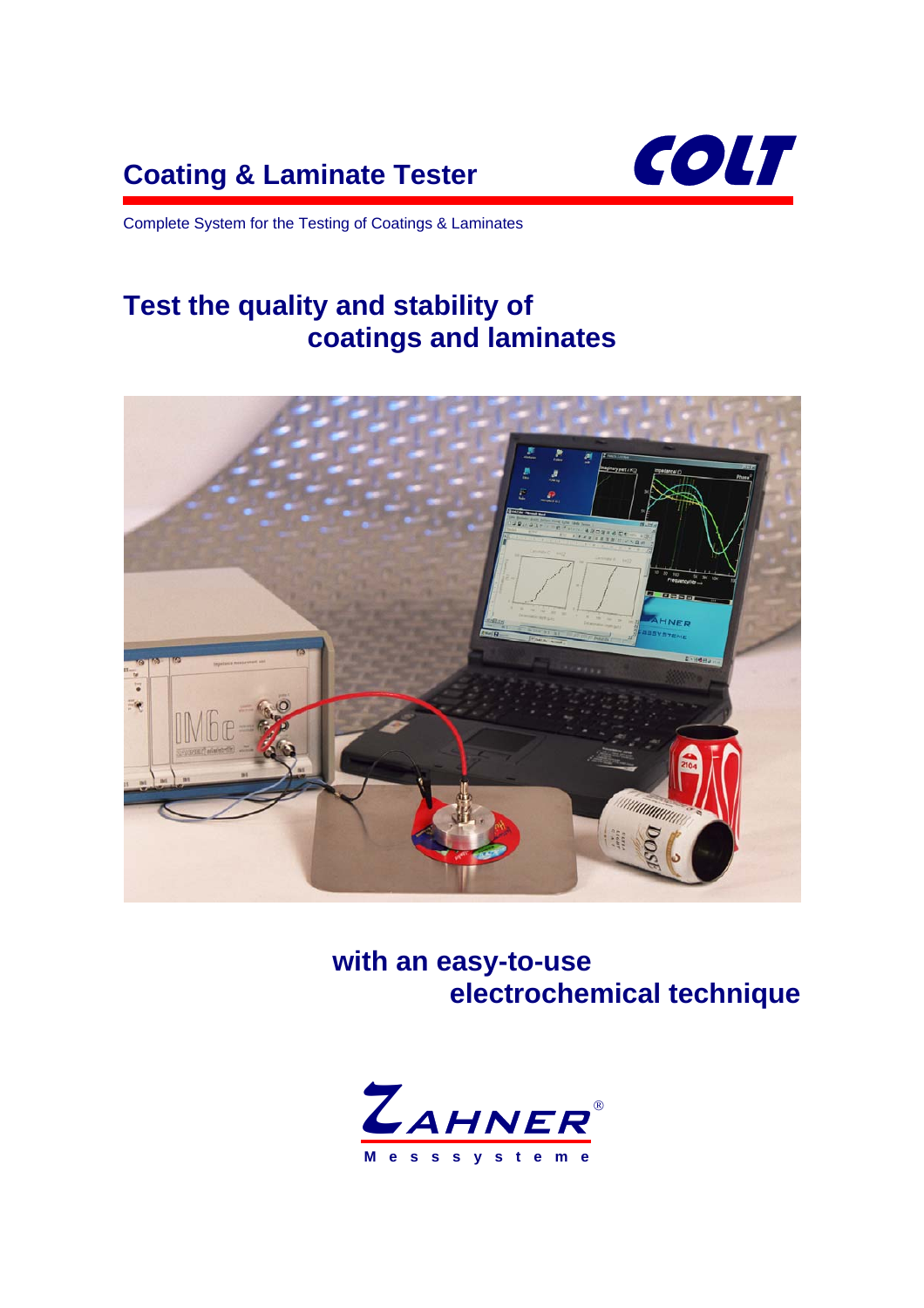# Coating & Laminate Tester

COLT

Complete System for the Testing of Coatings & Laminates

## Test the quality and stability of coatings and laminates

## with an easy-to-use electrochemical technique

ZAHNER®

Messsysteme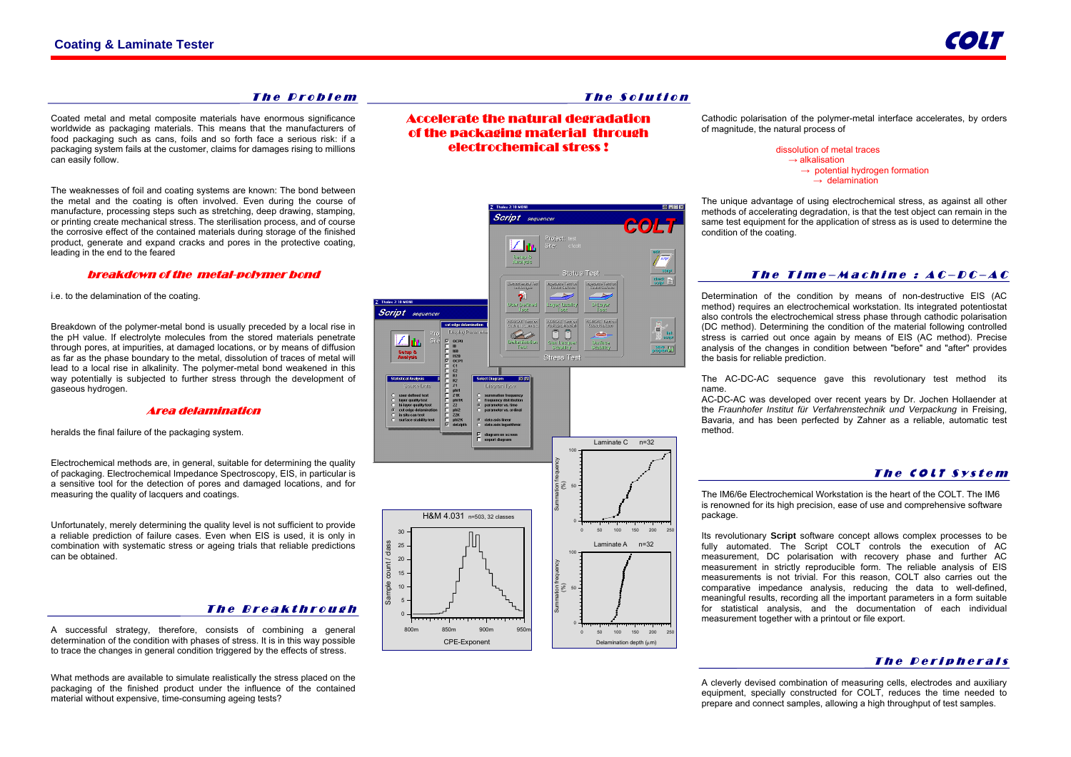# Coating & Laminate Tester

## The Problem

Coated metal and metal composite materials have enormous significance worldwide as packaging materials. This means that the manufacturers of food packaging such as cans, foils and so forth face a serious risk: if a packaging system fails at the customer, claims for damages rising to millions can easily follow.

The weaknesses of foil and coating systems are known: The bond between the metal and the coating is often involved. Even during the course of manufacture, processing steps such as stretching, deep drawing, stamping, or printing create mechanical stress. The sterilisation process, and of course the corrosive effect of the contained materials during storage of the finished product, generate and expand cracks and pores in the protective coating, leading in the end to the feared

### breakdown of the metal-polymer bond

i.e. to the delamination of the coating.

Breakdown of the polymer-metal bond is usually preceded by a local rise in the pH value. If electrolyte molecules from the stored materials penetrate through pores, at impurities, at damaged locations, or by means of diffusion as far as the phase boundary to the metal, dissolution of traces of metal will lead to a local rise in alkalinity. The polymer-metal bond weakened in this way potentially is subjected to further stress through the development of gaseous hydrogen.

### Area delamination

heralds the final failure of the packaging system.

Electrochemical methods are, in general, suitable for determining the quality of packaging. Electrochemical Impedance Spectroscopy, EIS, in particular is a sensitive tool for the detection of pores and damaged locations, and for measuring the quality of lacquers and coatings.

Unfortunately, merely determining the quality level is not sufficient to provide a reliable prediction of failure cases. Even when EIS is used, it is only in combination with systematic stress or ageing trials that reliable predictions can be obtained.

## The Breakthrough

A successful strategy, therefore, consists of combining a general determination of the condition with phases of stress. It is in this way possible to trace the changes in general condition triggered by the effects of stress.

What methods are available to simulate realistically the stress placed on the packaging of the finished product under the influence of the contained material without expensive, time-consuming ageing tests?

## The Solution

### Accelerate the natural degradation of the packaging material through electrochemical stress !

Cathodic polarisation of the polymer-metal interface accelerates, by orders of magnitude, the natural process of

dissolution of metal traces
→ alkalisation
→ potential hydrogen formation
→ delamination

The unique advantage of using electrochemical stress, as against all other methods of accelerating degradation, is that the test object can remain in the same test equipment for the application of stress as is used to determine the condition of the coating.

## The Time–Machine : AC–DC–AC

Determination of the condition by means of non-destructive EIS (AC method) requires an electrochemical workstation. Its integrated potentiostat also controls the electrochemical stress phase through cathodic polarisation (DC method). Determining the condition of the material following controlled stress is carried out once again by means of EIS (AC method). Precise analysis of the changes in condition between "before" and "after" provides the basis for reliable prediction.

The AC-DC-AC sequence gave this revolutionary test method its name.

AC-DC-AC was developed over recent years by Dr. Jochen Hollaender at the *Fraunhofer Institut für Verfahrenstechnik und Verpackung* in Freising, Bavaria, and has been perfected by Zahner as a reliable, automatic test method.

## The COLT System

The IM6/6e Electrochemical Workstation is the heart of the COLT. The IM6 is renowned for its high precision, ease of use and comprehensive software package.

Its revolutionary **Script** software concept allows complex processes to be fully automated. The Script COLT controls the execution of AC measurement, DC polarisation with recovery phase and further AC measurement in strictly reproducible form. The reliable analysis of EIS measurements is not trivial. For this reason, COLT also carries out the comparative impedance analysis, reducing the data to well-defined, meaningful results, recording all the important parameters in a form suitable for statistical analysis, and the documentation of each individual measurement together with a printout or file export.

## The Peripherals

A cleverly devised combination of measuring cells, electrodes and auxiliary equipment, specially constructed for COLT, reduces the time needed to prepare and connect samples, allowing a high throughput of test samples.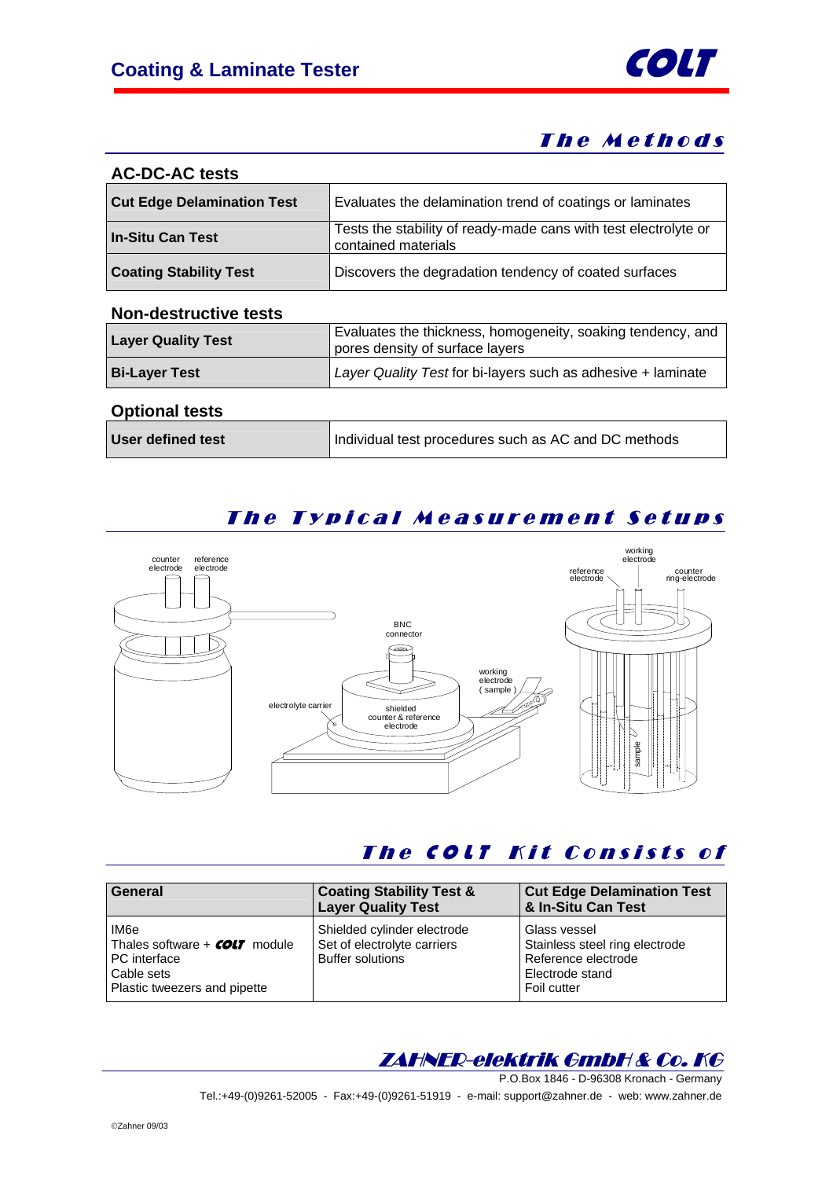## The Methods

### AC-DC-AC tests

| | |
|---|---|
| **Cut Edge Delamination Test** | Evaluates the delamination trend of coatings or laminates |
| **In-Situ Can Test** | Tests the stability of ready-made cans with test electrolyte or contained materials |
| **Coating Stability Test** | Discovers the degradation tendency of coated surfaces |

### Non-destructive tests

| | |
|---|---|
| **Layer Quality Test** | Evaluates the thickness, homogeneity, soaking tendency, and pores density of surface layers |
| **Bi-Layer Test** | *Layer Quality Test* for bi-layers such as adhesive + laminate |

### Optional tests

| | |
|---|---|
| **User defined test** | Individual test procedures such as AC and DC methods |

## The Typical Measurement Setups

counter electrode
reference electrode
BNC connector
working electrode ( sample )
electrolyte carrier
shielded counter & reference electrode
working electrode
reference electrode
counter ring-electrode
sample

## The COLT Kit Consists of

| General | Coating Stability Test & Layer Quality Test | Cut Edge Delamination Test & In-Situ Can Test |
|---|---|---|
| IM6e<br>Thales software + COLT module<br>PC interface<br>Cable sets<br>Plastic tweezers and pipette | Shielded cylinder electrode<br>Set of electrolyte carriers<br>Buffer solutions | Glass vessel<br>Stainless steel ring electrode<br>Reference electrode<br>Electrode stand<br>Foil cutter |

**ZAHNER-elektrik GmbH & Co. KG**

P.O.Box 1846 - D-96308 Kronach - Germany

Tel.:+49-(0)9261-52005 - Fax:+49-(0)9261-51919 - e-mail: support@zahner.de - web: www.zahner.de

©Zahner 09/03